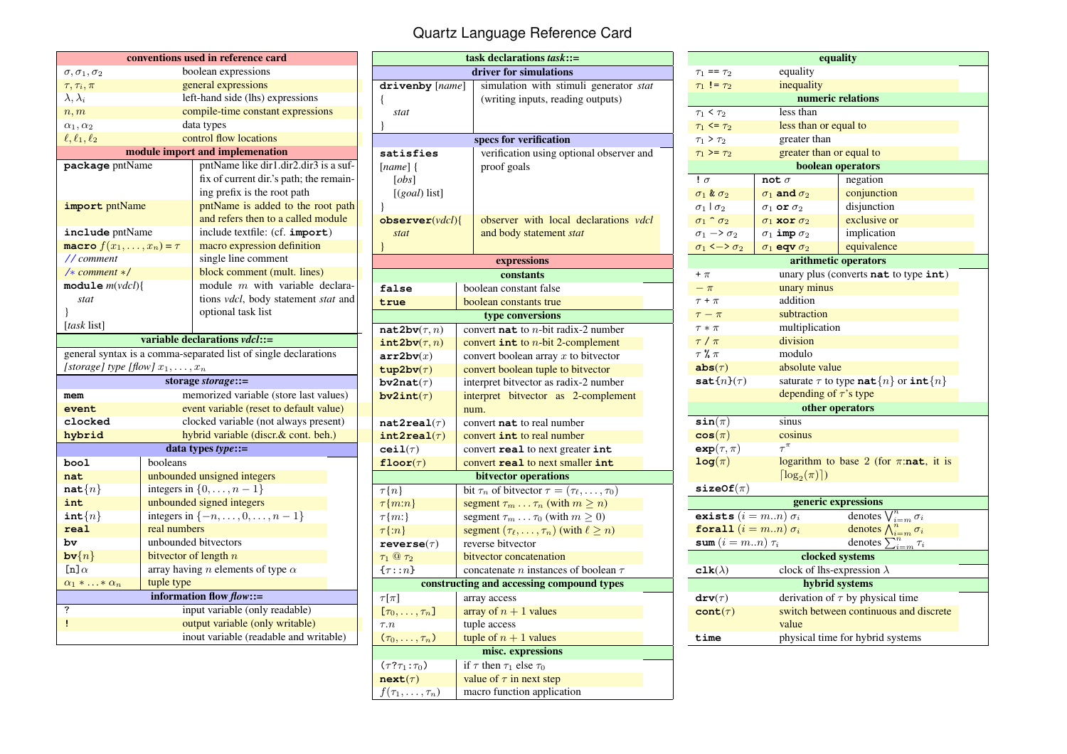# Quartz Language Reference Card

## conventions used in reference card

| | |
|---|---|
| $\sigma, \sigma_1, \sigma_2$ | boolean expressions |
| $\tau, \tau_i, \pi$ | general expressions |
| $\lambda, \lambda_i$ | left-hand side (lhs) expressions |
| $n, m$ | compile-time constant expressions |
| $\alpha_1, \alpha_2$ | data types |
| $\ell, \ell_1, \ell_2$ | control flow locations |

## module import and implemenation

| | |
|---|---|
| **package** pntName | pntName like dir1.dir2.dir3 is a suffix of current dir.'s path; the remaining prefix is the root path |
| **import** pntName | pntName is added to the root path and refers then to a called module |
| **include** pntName | include textfile: (cf. **import**) |
| **macro** $f(x_1, \ldots, x_n) = \tau$ | macro expression definition |
| // *comment* | single line comment |
| /* *comment* */ | block comment (mult. lines) |
| **module** *m*(*vdcl*){ *stat* } [*task* list] | module *m* with variable declarations *vdcl*, body statement *stat* and optional task list |

## variable declarations *vdcl*::=

general syntax is a comma-separated list of single declarations
*[storage] type [flow]* $x_1, \ldots, x_n$

## storage *storage*::=

| | |
|---|---|
| **mem** | memorized variable (store last values) |
| **event** | event variable (reset to default value) |
| **clocked** | clocked variable (not always present) |
| **hybrid** | hybrid variable (discr.& cont. beh.) |

## data types *type*::=

| | |
|---|---|
| **bool** | booleans |
| **nat** | unbounded unsigned integers |
| **nat**{$n$} | integers in $\{0, \ldots, n-1\}$ |
| **int** | unbounded signed integers |
| **int**{$n$} | integers in $\{-n, \ldots, 0, \ldots, n-1\}$ |
| **real** | real numbers |
| **bv** | unbounded bitvectors |
| **bv**{$n$} | bitvector of length $n$ |
| [n]$\alpha$ | array having $n$ elements of type $\alpha$ |
| $\alpha_1 * \ldots * \alpha_n$ | tuple type |

## information flow *flow*::=

| | |
|---|---|
| ? | input variable (only readable) |
| ! | output variable (only writable) |
| | inout variable (readable and writable) |

## task declarations *task*::=

### driver for simulations

| | |
|---|---|
| **drivenby** [*name*] { *stat* } | simulation with stimuli generator *stat* (writing inputs, reading outputs) |

### specs for verification

| | |
|---|---|
| **satisfies** [*name*] { [*obs*] [(*goal*) list] } | verification using optional observer and proof goals |
| **observer**(*vdcl*){ *stat* } | observer with local declarations *vdcl* and body statement *stat* |

## expressions

### constants

| | |
|---|---|
| **false** | boolean constant false |
| **true** | boolean constants true |

### type conversions

| | |
|---|---|
| **nat2bv**($\tau, n$) | convert **nat** to $n$-bit radix-2 number |
| **int2bv**($\tau, n$) | convert **int** to $n$-bit 2-complement |
| **arr2bv**($x$) | convert boolean array $x$ to bitvector |
| **tup2bv**($\tau$) | convert boolean tuple to bitvector |
| **bv2nat**($\tau$) | interpret bitvector as radix-2 number |
| **bv2int**($\tau$) | interpret bitvector as 2-complement num. |
| **nat2real**($\tau$) | convert **nat** to real number |
| **int2real**($\tau$) | convert **int** to real number |
| **ceil**($\tau$) | convert **real** to next greater **int** |
| **floor**($\tau$) | convert **real** to next smaller **int** |

### bitvector operations

| | |
|---|---|
| $\tau\{n\}$ | bit $\tau_n$ of bitvector $\tau = (\tau_\ell, \ldots, \tau_0)$ |
| $\tau\{m{:}n\}$ | segment $\tau_m \ldots \tau_n$ (with $m \geq n$) |
| $\tau\{m{:}\}$ | segment $\tau_m \ldots \tau_0$ (with $m \geq 0$) |
| $\tau\{{:}n\}$ | segment $(\tau_\ell, \ldots, \tau_n)$ (with $\ell \geq n$) |
| **reverse**($\tau$) | reverse bitvector |
| $\tau_1$ @ $\tau_2$ | bitvector concatenation |
| {$\tau$::n} | concatenate $n$ instances of boolean $\tau$ |

### constructing and accessing compound types

| | |
|---|---|
| $\tau[\pi]$ | array access |
| $[\tau_0, \ldots, \tau_n]$ | array of $n+1$ values |
| $\tau.n$ | tuple access |
| $(\tau_0, \ldots, \tau_n)$ | tuple of $n+1$ values |

### misc. expressions

| | |
|---|---|
| ($\tau$?$\tau_1$:$\tau_0$) | if $\tau$ then $\tau_1$ else $\tau_0$ |
| **next**($\tau$) | value of $\tau$ in next step |
| $f(\tau_1, \ldots, \tau_n)$ | macro function application |

## equality

| | |
|---|---|
| $\tau_1$ == $\tau_2$ | equality |
| $\tau_1$ != $\tau_2$ | inequality |

## numeric relations

| | |
|---|---|
| $\tau_1$ < $\tau_2$ | less than |
| $\tau_1$ <= $\tau_2$ | less than or equal to |
| $\tau_1$ > $\tau_2$ | greater than |
| $\tau_1$ >= $\tau_2$ | greater than or equal to |

## boolean operators

| | | |
|---|---|---|
| ! $\sigma$ | **not** $\sigma$ | negation |
| $\sigma_1$ & $\sigma_2$ | $\sigma_1$ **and** $\sigma_2$ | conjunction |
| $\sigma_1$ \| $\sigma_2$ | $\sigma_1$ **or** $\sigma_2$ | disjunction |
| $\sigma_1$ ^ $\sigma_2$ | $\sigma_1$ **xor** $\sigma_2$ | exclusive or |
| $\sigma_1$ –> $\sigma_2$ | $\sigma_1$ **imp** $\sigma_2$ | implication |
| $\sigma_1$ <–> $\sigma_2$ | $\sigma_1$ **eqv** $\sigma_2$ | equivalence |

## arithmetic operators

| | |
|---|---|
| + $\pi$ | unary plus (converts **nat** to type **int**) |
| − $\pi$ | unary minus |
| $\tau$ + $\pi$ | addition |
| $\tau$ − $\pi$ | subtraction |
| $\tau$ * $\pi$ | multiplication |
| $\tau$ / $\pi$ | division |
| $\tau$ % $\pi$ | modulo |
| **abs**($\tau$) | absolute value |
| **sat**{$n$}($\tau$) | saturate $\tau$ to type **nat**{$n$} or **int**{$n$} depending of $\tau$'s type |

## other operators

| | |
|---|---|
| **sin**($\pi$) | sinus |
| **cos**($\pi$) | cosinus |
| **exp**($\tau, \pi$) | $\tau^\pi$ |
| **log**($\pi$) | logarithm to base 2 (for $\pi$:**nat**, it is $\lceil \log_2(\pi) \rceil$) |
| **sizeOf**($\pi$) | |

## generic expressions

| | |
|---|---|
| **exists** ($i = m..n$) $\sigma_i$ | denotes $\bigvee_{i=m}^{n} \sigma_i$ |
| **forall** ($i = m..n$) $\sigma_i$ | denotes $\bigwedge_{i=m}^{n} \sigma_i$ |
| **sum** ($i = m..n$) $\tau_i$ | denotes $\sum_{i=m}^{n} \tau_i$ |

## clocked systems

| | |
|---|---|
| **clk**($\lambda$) | clock of lhs-expression $\lambda$ |

## hybrid systems

| | |
|---|---|
| **drv**($\tau$) | derivation of $\tau$ by physical time |
| **cont**($\tau$) | switch between continuous and discrete value |
| **time** | physical time for hybrid systems |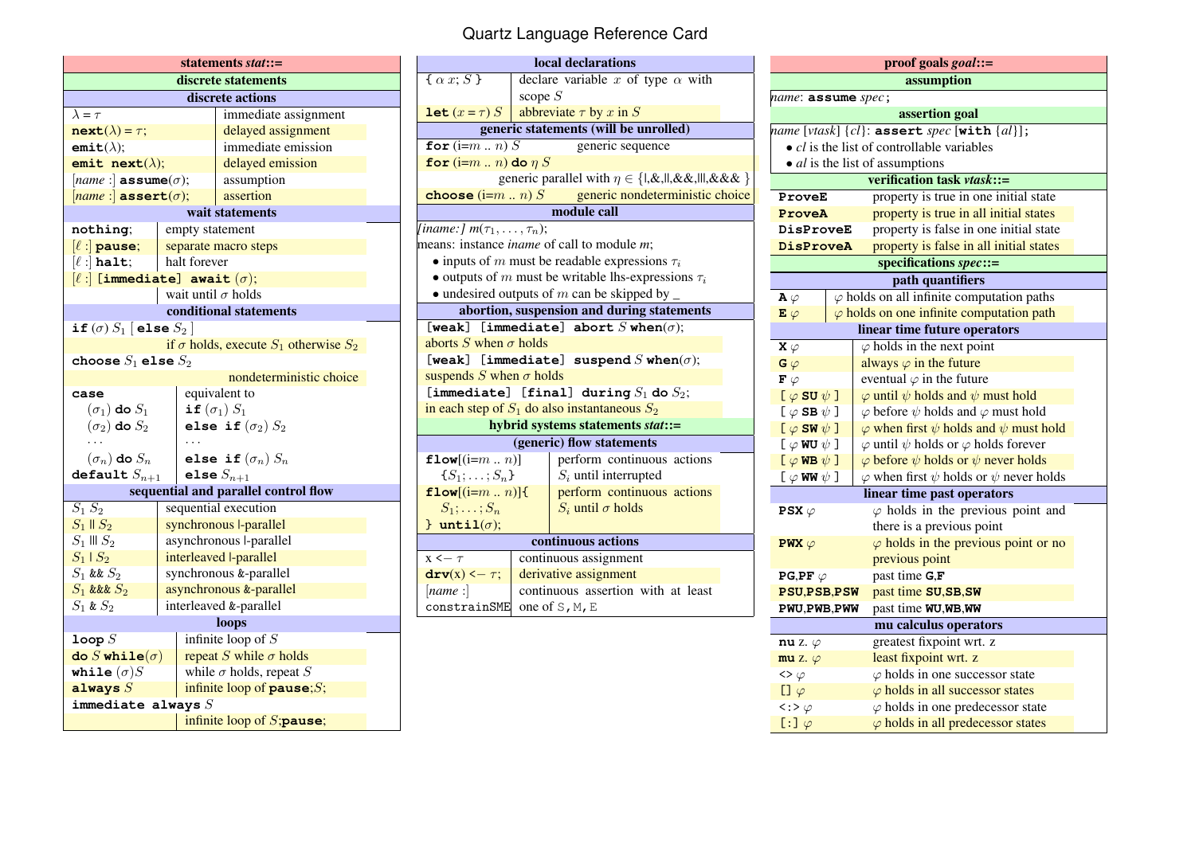# Quartz Language Reference Card

## statements *stat*::=

### discrete statements

#### discrete actions

| | |
|---|---|
| $\lambda = \tau$ | immediate assignment |
| **next**($\lambda$) = $\tau$; | delayed assignment |
| **emit**($\lambda$); | immediate emission |
| **emit next**($\lambda$); | delayed emission |
| [*name* :] **assume**($\sigma$); | assumption |
| [*name* :] **assert**($\sigma$); | assertion |

#### wait statements

| | |
|---|---|
| **nothing**; | empty statement |
| [$\ell$ :] **pause**; | separate macro steps |
| [$\ell$ :] **halt**; | halt forever |
| [$\ell$ :] [**immediate**] **await** ($\sigma$); | wait until $\sigma$ holds |

#### conditional statements

| | |
|---|---|
| **if** ($\sigma$) $S_1$ [ **else** $S_2$ ] | if $\sigma$ holds, execute $S_1$ otherwise $S_2$ |
| **choose** $S_1$ **else** $S_2$ | nondeterministic choice |
| **case** ($\sigma_1$) **do** $S_1$ ($\sigma_2$) **do** $S_2$ … ($\sigma_n$) **do** $S_n$ **default** $S_{n+1}$ | equivalent to **if** ($\sigma_1$) $S_1$ **else if** ($\sigma_2$) $S_2$ … **else if** ($\sigma_n$) $S_n$ **else** $S_{n+1}$ |

#### sequential and parallel control flow

| | |
|---|---|
| $S_1$ $S_2$ | sequential execution |
| $S_1$ ∥ $S_2$ | synchronous \|-parallel |
| $S_1$ \|\|\| $S_2$ | asynchronous \|-parallel |
| $S_1$ \| $S_2$ | interleaved \|-parallel |
| $S_1$ && $S_2$ | synchronous &-parallel |
| $S_1$ &&& $S_2$ | asynchronous &-parallel |
| $S_1$ & $S_2$ | interleaved &-parallel |

#### loops

| | |
|---|---|
| **loop** $S$ | infinite loop of $S$ |
| **do** $S$ **while**($\sigma$) | repeat $S$ while $\sigma$ holds |
| **while** ($\sigma$)$S$ | while $\sigma$ holds, repeat $S$ |
| **always** $S$ | infinite loop of **pause**;$S$; |
| **immediate always** $S$ | infinite loop of $S$;**pause**; |

#### local declarations

| | |
|---|---|
| { $\alpha$ $x$; $S$ } | declare variable $x$ of type $\alpha$ with scope $S$ |
| **let** ($x = \tau$) $S$ | abbreviate $\tau$ by $x$ in $S$ |

#### generic statements (will be unrolled)

| | |
|---|---|
| **for** (i=$m$ .. $n$) $S$ | generic sequence |
| **for** (i=$m$ .. $n$) **do** $\eta$ $S$ | generic parallel with $\eta \in$ {\|,&,∥,&&,\|\|\|,&&& } |
| **choose** (i=$m$ .. $n$) $S$ | generic nondeterministic choice |

#### module call

*[iname:]* $m(\tau_1, \ldots, \tau_n)$;

means: instance *iname* of call to module $m$;

- inputs of $m$ must be readable expressions $\tau_i$
- outputs of $m$ must be writable lhs-expressions $\tau_i$
- undesired outputs of $m$ can be skipped by _

#### abortion, suspension and during statements

| |
|---|
| [**weak**] [**immediate**] **abort** $S$ **when**($\sigma$); |
| aborts $S$ when $\sigma$ holds |
| [**weak**] [**immediate**] **suspend** $S$ **when**($\sigma$); |
| suspends $S$ when $\sigma$ holds |
| [**immediate**] [**final**] **during** $S_1$ **do** $S_2$; |
| in each step of $S_1$ do also instantaneous $S_2$ |

### hybrid systems statements *stat*::=

#### (generic) flow statements

| | |
|---|---|
| **flow**[(i=$m$ .. $n$)] {$S_1$; … ; $S_n$} | perform continuous actions $S_i$ until interrupted |
| **flow**[(i=$m$ .. $n$)]{ $S_1$; … ; $S_n$ } **until**($\sigma$); | perform continuous actions $S_i$ until $\sigma$ holds |

#### continuous actions

| | |
|---|---|
| x <− $\tau$ | continuous assignment |
| **drv**(x) <− $\tau$; | derivative assignment |
| [*name* :] constrainSME | continuous assertion with at least one of S, M, E |

## proof goals *goal*::=

### assumption

*name*: **assume** *spec*;

### assertion goal

*name* [*vtask*] {*cl*}: **assert** *spec* [**with** {*al*}];

- *cl* is the list of controllable variables
- *al* is the list of assumptions

### verification task *vtask*::=

| | |
|---|---|
| **ProveE** | property is true in one initial state |
| **ProveA** | property is true in all initial states |
| **DisProveE** | property is false in one initial state |
| **DisProveA** | property is false in all initial states |

### specifications *spec*::=

#### path quantifiers

| | |
|---|---|
| **A** $\varphi$ | $\varphi$ holds on all infinite computation paths |
| **E** $\varphi$ | $\varphi$ holds on one infinite computation path |

#### linear time future operators

| | |
|---|---|
| **X** $\varphi$ | $\varphi$ holds in the next point |
| **G** $\varphi$ | always $\varphi$ in the future |
| **F** $\varphi$ | eventual $\varphi$ in the future |
| [ $\varphi$ **SU** $\psi$ ] | $\varphi$ until $\psi$ holds and $\psi$ must hold |
| [ $\varphi$ **SB** $\psi$ ] | $\varphi$ before $\psi$ holds and $\varphi$ must hold |
| [ $\varphi$ **SW** $\psi$ ] | $\varphi$ when first $\psi$ holds and $\psi$ must hold |
| [ $\varphi$ **WU** $\psi$ ] | $\varphi$ until $\psi$ holds or $\varphi$ holds forever |
| [ $\varphi$ **WB** $\psi$ ] | $\varphi$ before $\psi$ holds or $\psi$ never holds |
| [ $\varphi$ **WW** $\psi$ ] | $\varphi$ when first $\psi$ holds or $\psi$ never holds |

#### linear time past operators

| | |
|---|---|
| **PSX** $\varphi$ | $\varphi$ holds in the previous point and there is a previous point |
| **PWX** $\varphi$ | $\varphi$ holds in the previous point or no previous point |
| **PG**,**PF** $\varphi$ | past time **G**,**F** |
| **PSU**,**PSB**,**PSW** | past time **SU**,**SB**,**SW** |
| **PWU**,**PWB**,**PWW** | past time **WU**,**WB**,**WW** |

#### mu calculus operators

| | |
|---|---|
| **nu** z. $\varphi$ | greatest fixpoint wrt. z |
| **mu** z. $\varphi$ | least fixpoint wrt. z |
| <> $\varphi$ | $\varphi$ holds in one successor state |
| [] $\varphi$ | $\varphi$ holds in all successor states |
| <:> $\varphi$ | $\varphi$ holds in one predecessor state |
| [:] $\varphi$ | $\varphi$ holds in all predecessor states |